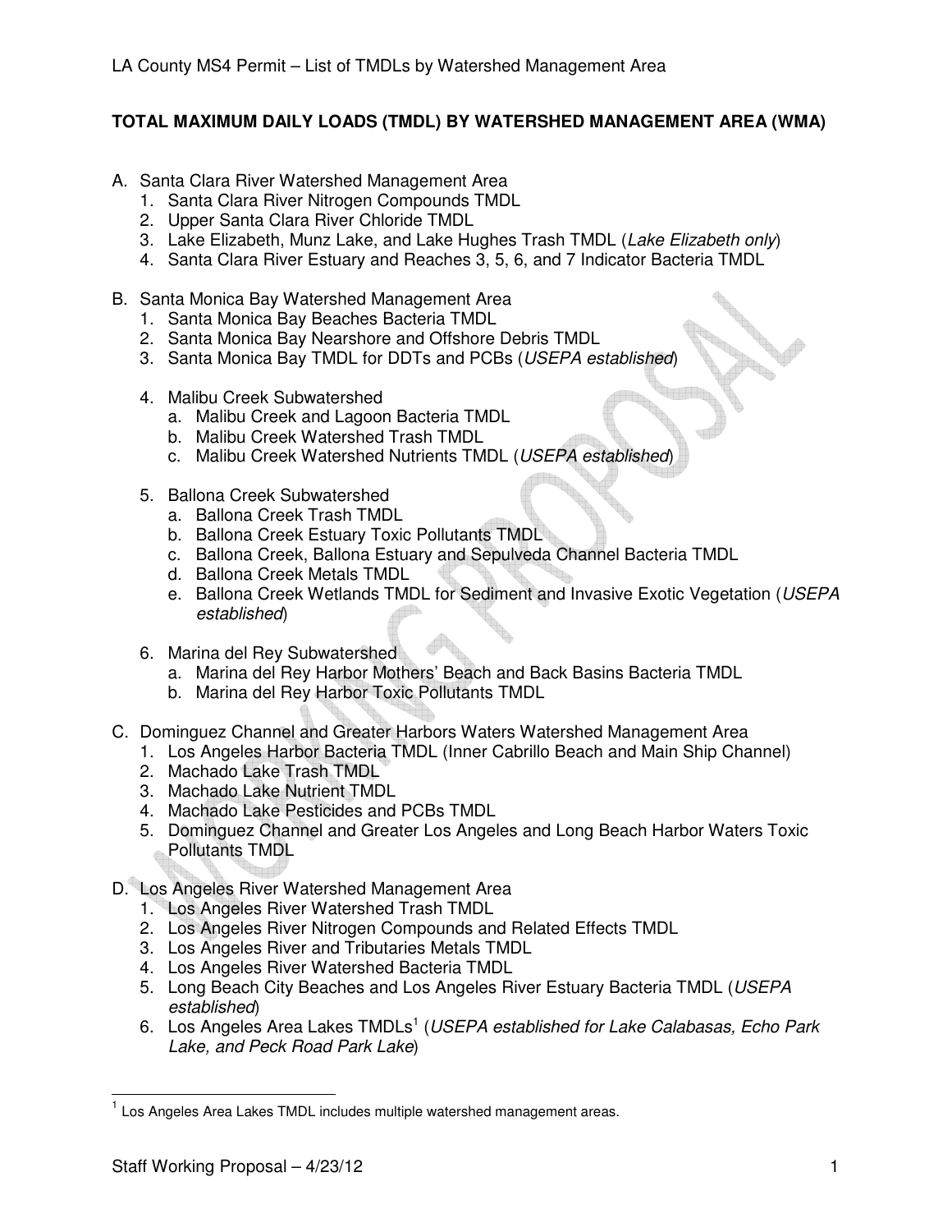# TOTAL MAXIMUM DAILY LOADS (TMDL) BY WATERSHED MANAGEMENT AREA (WMA)

A. Santa Clara River Watershed Management Area
   1. Santa Clara River Nitrogen Compounds TMDL
   2. Upper Santa Clara River Chloride TMDL
   3. Lake Elizabeth, Munz Lake, and Lake Hughes Trash TMDL (*Lake Elizabeth only*)
   4. Santa Clara River Estuary and Reaches 3, 5, 6, and 7 Indicator Bacteria TMDL

B. Santa Monica Bay Watershed Management Area
   1. Santa Monica Bay Beaches Bacteria TMDL
   2. Santa Monica Bay Nearshore and Offshore Debris TMDL
   3. Santa Monica Bay TMDL for DDTs and PCBs (*USEPA established*)

   4. Malibu Creek Subwatershed
      a. Malibu Creek and Lagoon Bacteria TMDL
      b. Malibu Creek Watershed Trash TMDL
      c. Malibu Creek Watershed Nutrients TMDL (*USEPA established*)

   5. Ballona Creek Subwatershed
      a. Ballona Creek Trash TMDL
      b. Ballona Creek Estuary Toxic Pollutants TMDL
      c. Ballona Creek, Ballona Estuary and Sepulveda Channel Bacteria TMDL
      d. Ballona Creek Metals TMDL
      e. Ballona Creek Wetlands TMDL for Sediment and Invasive Exotic Vegetation (*USEPA established*)

   6. Marina del Rey Subwatershed
      a. Marina del Rey Harbor Mothers' Beach and Back Basins Bacteria TMDL
      b. Marina del Rey Harbor Toxic Pollutants TMDL

C. Dominguez Channel and Greater Harbors Waters Watershed Management Area
   1. Los Angeles Harbor Bacteria TMDL (Inner Cabrillo Beach and Main Ship Channel)
   2. Machado Lake Trash TMDL
   3. Machado Lake Nutrient TMDL
   4. Machado Lake Pesticides and PCBs TMDL
   5. Dominguez Channel and Greater Los Angeles and Long Beach Harbor Waters Toxic Pollutants TMDL

D. Los Angeles River Watershed Management Area
   1. Los Angeles River Watershed Trash TMDL
   2. Los Angeles River Nitrogen Compounds and Related Effects TMDL
   3. Los Angeles River and Tributaries Metals TMDL
   4. Los Angeles River Watershed Bacteria TMDL
   5. Long Beach City Beaches and Los Angeles River Estuary Bacteria TMDL (*USEPA established*)
   6. Los Angeles Area Lakes TMDLs[1] (*USEPA established for Lake Calabasas, Echo Park Lake, and Peck Road Park Lake*)

[1] Los Angeles Area Lakes TMDL includes multiple watershed management areas.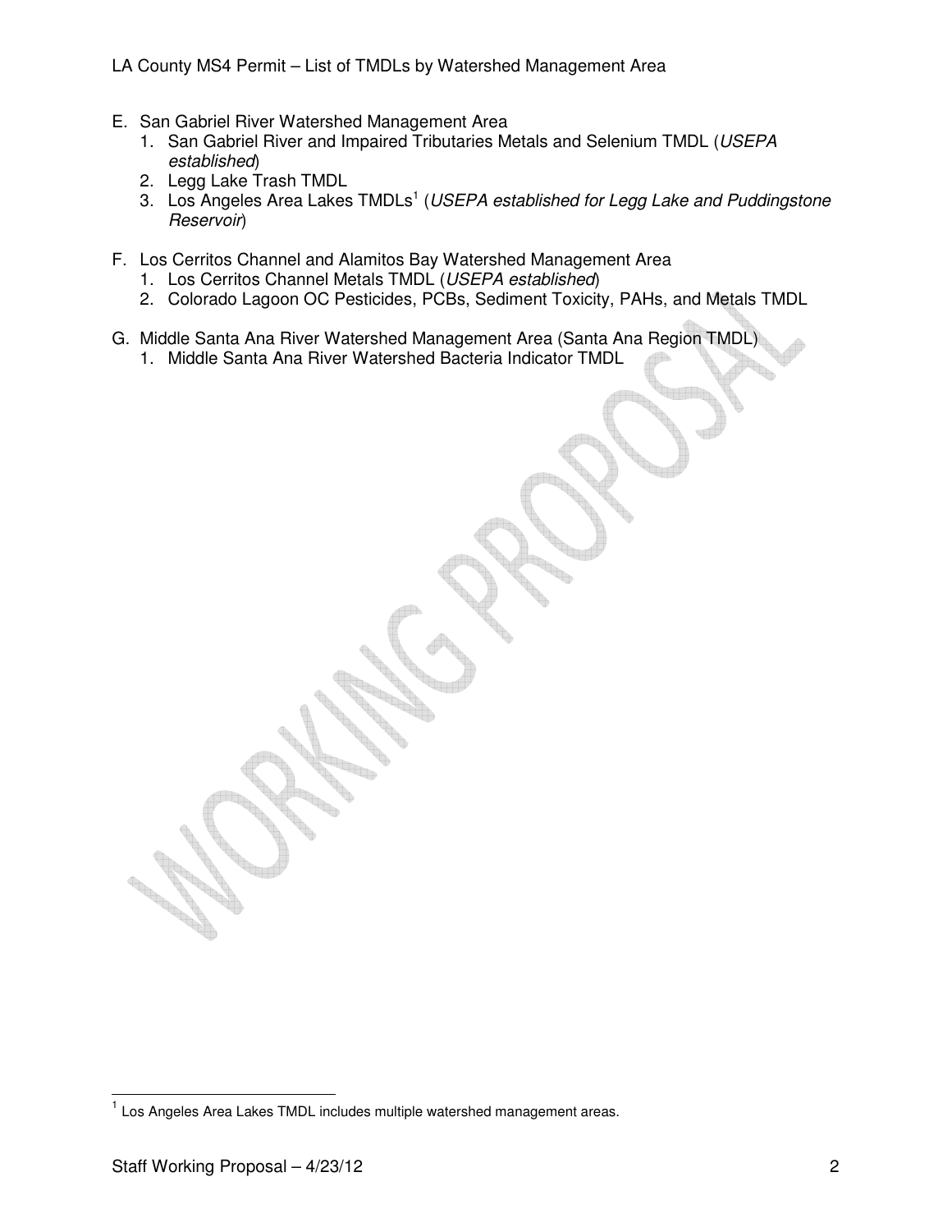E. San Gabriel River Watershed Management Area
   1. San Gabriel River and Impaired Tributaries Metals and Selenium TMDL (*USEPA established*)
   2. Legg Lake Trash TMDL
   3. Los Angeles Area Lakes TMDLs[1] (*USEPA established for Legg Lake and Puddingstone Reservoir*)

F. Los Cerritos Channel and Alamitos Bay Watershed Management Area
   1. Los Cerritos Channel Metals TMDL (*USEPA established*)
   2. Colorado Lagoon OC Pesticides, PCBs, Sediment Toxicity, PAHs, and Metals TMDL

G. Middle Santa Ana River Watershed Management Area (Santa Ana Region TMDL)
   1. Middle Santa Ana River Watershed Bacteria Indicator TMDL

---

[1] Los Angeles Area Lakes TMDL includes multiple watershed management areas.